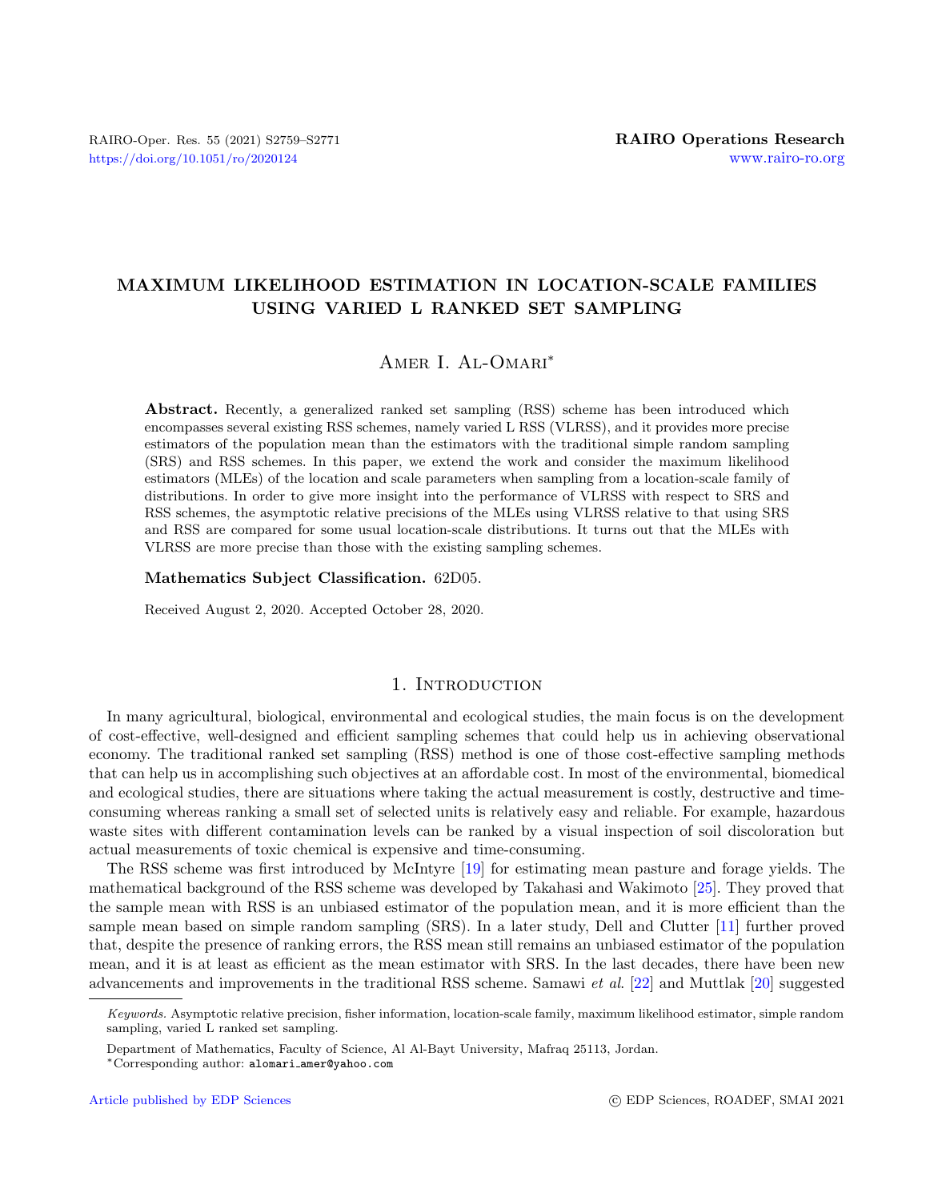# MAXIMUM LIKELIHOOD ESTIMATION IN LOCATION-SCALE FAMILIES USING VARIED L RANKED SET SAMPLING

Amer I. Al-Omari*

**Abstract.** Recently, a generalized ranked set sampling (RSS) scheme has been introduced which encompasses several existing RSS schemes, namely varied L RSS (VLRSS), and it provides more precise estimators of the population mean than the estimators with the traditional simple random sampling (SRS) and RSS schemes. In this paper, we extend the work and consider the maximum likelihood estimators (MLEs) of the location and scale parameters when sampling from a location-scale family of distributions. In order to give more insight into the performance of VLRSS with respect to SRS and RSS schemes, the asymptotic relative precisions of the MLEs using VLRSS relative to that using SRS and RSS are compared for some usual location-scale distributions. It turns out that the MLEs with VLRSS are more precise than those with the existing sampling schemes.

**Mathematics Subject Classification.** 62D05.

Received August 2, 2020. Accepted October 28, 2020.

## 1. Introduction

In many agricultural, biological, environmental and ecological studies, the main focus is on the development of cost-effective, well-designed and efficient sampling schemes that could help us in achieving observational economy. The traditional ranked set sampling (RSS) method is one of those cost-effective sampling methods that can help us in accomplishing such objectives at an affordable cost. In most of the environmental, biomedical and ecological studies, there are situations where taking the actual measurement is costly, destructive and time-consuming whereas ranking a small set of selected units is relatively easy and reliable. For example, hazardous waste sites with different contamination levels can be ranked by a visual inspection of soil discoloration but actual measurements of toxic chemical is expensive and time-consuming.

The RSS scheme was first introduced by McIntyre [19] for estimating mean pasture and forage yields. The mathematical background of the RSS scheme was developed by Takahasi and Wakimoto [25]. They proved that the sample mean with RSS is an unbiased estimator of the population mean, and it is more efficient than the sample mean based on simple random sampling (SRS). In a later study, Dell and Clutter [11] further proved that, despite the presence of ranking errors, the RSS mean still remains an unbiased estimator of the population mean, and it is at least as efficient as the mean estimator with SRS. In the last decades, there have been new advancements and improvements in the traditional RSS scheme. Samawi *et al*. [22] and Muttlak [20] suggested

*Keywords.* Asymptotic relative precision, fisher information, location-scale family, maximum likelihood estimator, simple random sampling, varied L ranked set sampling.

Department of Mathematics, Faculty of Science, Al Al-Bayt University, Mafraq 25113, Jordan.

*Corresponding author: alomari_amer@yahoo.com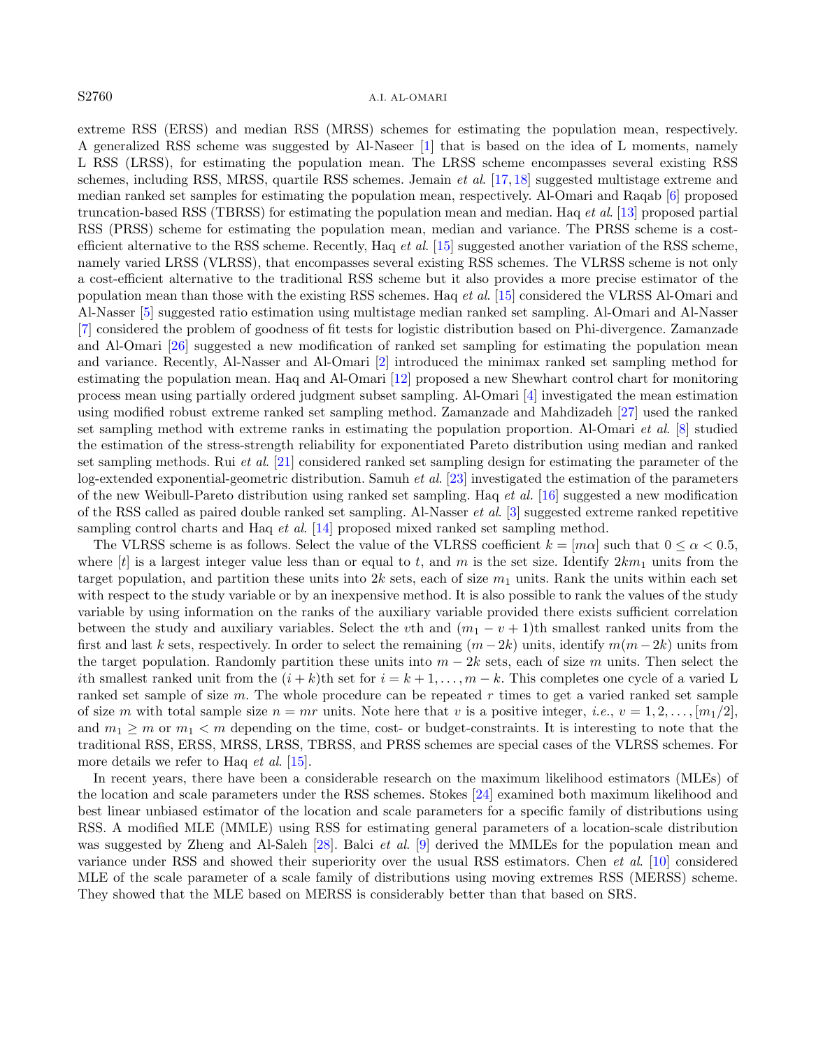extreme RSS (ERSS) and median RSS (MRSS) schemes for estimating the population mean, respectively. A generalized RSS scheme was suggested by Al-Naseer [1] that is based on the idea of L moments, namely L RSS (LRSS), for estimating the population mean. The LRSS scheme encompasses several existing RSS schemes, including RSS, MRSS, quartile RSS schemes. Jemain *et al.* [17, 18] suggested multistage extreme and median ranked set samples for estimating the population mean, respectively. Al-Omari and Raqab [6] proposed truncation-based RSS (TBRSS) for estimating the population mean and median. Haq *et al.* [13] proposed partial RSS (PRSS) scheme for estimating the population mean, median and variance. The PRSS scheme is a cost-efficient alternative to the RSS scheme. Recently, Haq *et al.* [15] suggested another variation of the RSS scheme, namely varied LRSS (VLRSS), that encompasses several existing RSS schemes. The VLRSS scheme is not only a cost-efficient alternative to the traditional RSS scheme but it also provides a more precise estimator of the population mean than those with the existing RSS schemes. Haq *et al.* [15] considered the VLRSS Al-Omari and Al-Nasser [5] suggested ratio estimation using multistage median ranked set sampling. Al-Omari and Al-Nasser [7] considered the problem of goodness of fit tests for logistic distribution based on Phi-divergence. Zamanzade and Al-Omari [26] suggested a new modification of ranked set sampling for estimating the population mean and variance. Recently, Al-Nasser and Al-Omari [2] introduced the minimax ranked set sampling method for estimating the population mean. Haq and Al-Omari [12] proposed a new Shewhart control chart for monitoring process mean using partially ordered judgment subset sampling. Al-Omari [4] investigated the mean estimation using modified robust extreme ranked set sampling method. Zamanzade and Mahdizadeh [27] used the ranked set sampling method with extreme ranks in estimating the population proportion. Al-Omari *et al.* [8] studied the estimation of the stress-strength reliability for exponentiated Pareto distribution using median and ranked set sampling methods. Rui *et al.* [21] considered ranked set sampling design for estimating the parameter of the log-extended exponential-geometric distribution. Samuh *et al.* [23] investigated the estimation of the parameters of the new Weibull-Pareto distribution using ranked set sampling. Haq *et al.* [16] suggested a new modification of the RSS called as paired double ranked set sampling. Al-Nasser *et al.* [3] suggested extreme ranked repetitive sampling control charts and Haq *et al.* [14] proposed mixed ranked set sampling method.

The VLRSS scheme is as follows. Select the value of the VLRSS coefficient $k = [m\alpha]$ such that $0 \leq \alpha < 0.5$, where $[t]$ is a largest integer value less than or equal to $t$, and $m$ is the set size. Identify $2km_1$ units from the target population, and partition these units into $2k$ sets, each of size $m_1$ units. Rank the units within each set with respect to the study variable or by an inexpensive method. It is also possible to rank the values of the study variable by using information on the ranks of the auxiliary variable provided there exists sufficient correlation between the study and auxiliary variables. Select the $v$th and $(m_1 - v + 1)$th smallest ranked units from the first and last $k$ sets, respectively. In order to select the remaining $(m - 2k)$ units, identify $m(m - 2k)$ units from the target population. Randomly partition these units into $m - 2k$ sets, each of size $m$ units. Then select the $i$th smallest ranked unit from the $(i + k)$th set for $i = k + 1, \ldots, m - k$. This completes one cycle of a varied L ranked set sample of size $m$. The whole procedure can be repeated $r$ times to get a varied ranked set sample of size $m$ with total sample size $n = mr$ units. Note here that $v$ is a positive integer, *i.e.*, $v = 1, 2, \ldots, [m_1/2]$, and $m_1 \geq m$ or $m_1 < m$ depending on the time, cost- or budget-constraints. It is interesting to note that the traditional RSS, ERSS, MRSS, LRSS, TBRSS, and PRSS schemes are special cases of the VLRSS schemes. For more details we refer to Haq *et al.* [15].

In recent years, there have been a considerable research on the maximum likelihood estimators (MLEs) of the location and scale parameters under the RSS schemes. Stokes [24] examined both maximum likelihood and best linear unbiased estimator of the location and scale parameters for a specific family of distributions using RSS. A modified MLE (MMLE) using RSS for estimating general parameters of a location-scale distribution was suggested by Zheng and Al-Saleh [28]. Balci *et al.* [9] derived the MMLEs for the population mean and variance under RSS and showed their superiority over the usual RSS estimators. Chen *et al.* [10] considered MLE of the scale parameter of a scale family of distributions using moving extremes RSS (MERSS) scheme. They showed that the MLE based on MERSS is considerably better than that based on SRS.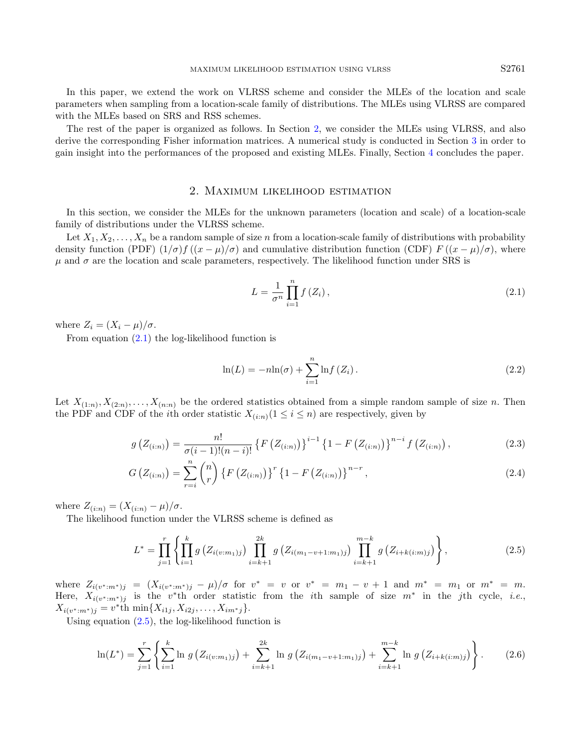In this paper, we extend the work on VLRSS scheme and consider the MLEs of the location and scale parameters when sampling from a location-scale family of distributions. The MLEs using VLRSS are compared with the MLEs based on SRS and RSS schemes.

The rest of the paper is organized as follows. In Section 2, we consider the MLEs using VLRSS, and also derive the corresponding Fisher information matrices. A numerical study is conducted in Section 3 in order to gain insight into the performances of the proposed and existing MLEs. Finally, Section 4 concludes the paper.

## 2. Maximum likelihood estimation

In this section, we consider the MLEs for the unknown parameters (location and scale) of a location-scale family of distributions under the VLRSS scheme.

Let $X_1, X_2, \ldots, X_n$ be a random sample of size $n$ from a location-scale family of distributions with probability density function (PDF) $(1/\sigma) f((x-\mu)/\sigma)$ and cumulative distribution function (CDF) $F((x-\mu)/\sigma)$, where $\mu$ and $\sigma$ are the location and scale parameters, respectively. The likelihood function under SRS is

$$L = \frac{1}{\sigma^n} \prod_{i=1}^{n} f(Z_i), \tag{2.1}$$

where $Z_i = (X_i - \mu)/\sigma$.

From equation (2.1) the log-likelihood function is

$$\ln(L) = -n\ln(\sigma) + \sum_{i=1}^{n} \ln f(Z_i). \tag{2.2}$$

Let $X_{(1:n)}, X_{(2:n)}, \ldots, X_{(n:n)}$ be the ordered statistics obtained from a simple random sample of size $n$. Then the PDF and CDF of the $i$th order statistic $X_{(i:n)} (1 \leq i \leq n)$ are respectively, given by

$$g\left(Z_{(i:n)}\right) = \frac{n!}{\sigma(i-1)!(n-i)!} \left\{F\left(Z_{(i:n)}\right)\right\}^{i-1} \left\{1 - F\left(Z_{(i:n)}\right)\right\}^{n-i} f\left(Z_{(i:n)}\right), \tag{2.3}$$

$$G\left(Z_{(i:n)}\right) = \sum_{r=i}^{n} \binom{n}{r} \left\{F\left(Z_{(i:n)}\right)\right\}^{r} \left\{1 - F\left(Z_{(i:n)}\right)\right\}^{n-r}, \tag{2.4}$$

where $Z_{(i:n)} = (X_{(i:n)} - \mu)/\sigma$.

The likelihood function under the VLRSS scheme is defined as

$$L^* = \prod_{j=1}^{r} \left\{ \prod_{i=1}^{k} g\left(Z_{i(v:m_1)j}\right) \prod_{i=k+1}^{2k} g\left(Z_{i(m_1-v+1:m_1)j}\right) \prod_{i=k+1}^{m-k} g\left(Z_{i+k(i:m)j}\right) \right\}, \tag{2.5}$$

where $Z_{i(v^*:m^*)j} = (X_{i(v^*:m^*)j} - \mu)/\sigma$ for $v^* = v$ or $v^* = m_1 - v + 1$ and $m^* = m_1$ or $m^* = m$. Here, $X_{i(v^*:m^*)j}$ is the $v^*$th order statistic from the $i$th sample of size $m^*$ in the $j$th cycle, *i.e.*, $X_{i(v^*:m^*)j} = v^*\text{th} \min\{X_{i1j}, X_{i2j}, \ldots, X_{im^*j}\}$.

Using equation (2.5), the log-likelihood function is

$$\ln(L^*) = \sum_{j=1}^{r} \left\{ \sum_{i=1}^{k} \ln\, g\left(Z_{i(v:m_1)j}\right) + \sum_{i=k+1}^{2k} \ln\, g\left(Z_{i(m_1-v+1:m_1)j}\right) + \sum_{i=k+1}^{m-k} \ln\, g\left(Z_{i+k(i:m)j}\right) \right\}. \tag{2.6}$$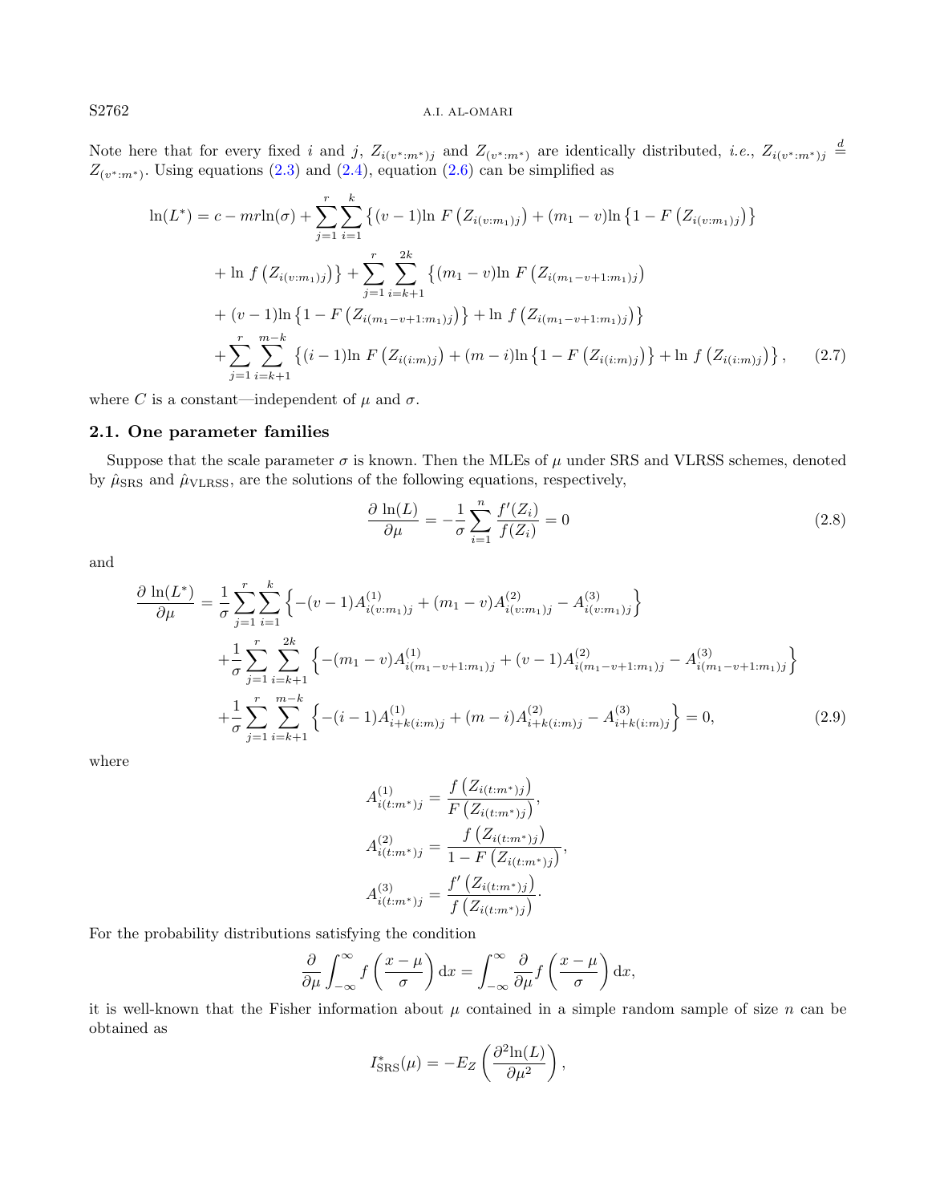Note here that for every fixed $i$ and $j$, $Z_{i(v^*:m^*)j}$ and $Z_{(v^*:m^*)}$ are identically distributed, *i.e.*, $Z_{i(v^*:m^*)j} \stackrel{d}{=} Z_{(v^*:m^*)}$. Using equations (2.3) and (2.4), equation (2.6) can be simplified as

$$
\begin{aligned}
\ln(L^*) = c - mr\ln(\sigma) &+ \sum_{j=1}^{r}\sum_{i=1}^{k}\left\{(v-1)\ln F\left(Z_{i(v:m_1)j}\right) + (m_1 - v)\ln\left\{1 - F\left(Z_{i(v:m_1)j}\right)\right\}\right. \\
&\left. + \ln f\left(Z_{i(v:m_1)j}\right)\right\} + \sum_{j=1}^{r}\sum_{i=k+1}^{2k}\left\{(m_1 - v)\ln F\left(Z_{i(m_1-v+1:m_1)j}\right)\right. \\
&\left. + (v-1)\ln\left\{1 - F\left(Z_{i(m_1-v+1:m_1)j}\right)\right\} + \ln f\left(Z_{i(m_1-v+1:m_1)j}\right)\right\} \\
&+ \sum_{j=1}^{r}\sum_{i=k+1}^{m-k}\left\{(i-1)\ln F\left(Z_{i(i:m)j}\right) + (m-i)\ln\left\{1 - F\left(Z_{i(i:m)j}\right)\right\} + \ln f\left(Z_{i(i:m)j}\right)\right\}, \qquad (2.7)
\end{aligned}
$$

where $C$ is a constant—independent of $\mu$ and $\sigma$.

### 2.1. One parameter families

Suppose that the scale parameter $\sigma$ is known. Then the MLEs of $\mu$ under SRS and VLRSS schemes, denoted by $\hat{\mu}_{\text{SRS}}$ and $\hat{\mu}_{\text{VLRSS}}$, are the solutions of the following equations, respectively,

$$
\frac{\partial \ln(L)}{\partial \mu} = -\frac{1}{\sigma}\sum_{i=1}^{n}\frac{f'(Z_i)}{f(Z_i)} = 0 \qquad (2.8)
$$

and

$$
\begin{aligned}
\frac{\partial \ln(L^*)}{\partial \mu} = &\frac{1}{\sigma}\sum_{j=1}^{r}\sum_{i=1}^{k}\left\{-(v-1)A^{(1)}_{i(v:m_1)j} + (m_1 - v)A^{(2)}_{i(v:m_1)j} - A^{(3)}_{i(v:m_1)j}\right\} \\
&+ \frac{1}{\sigma}\sum_{j=1}^{r}\sum_{i=k+1}^{2k}\left\{-(m_1 - v)A^{(1)}_{i(m_1-v+1:m_1)j} + (v-1)A^{(2)}_{i(m_1-v+1:m_1)j} - A^{(3)}_{i(m_1-v+1:m_1)j}\right\} \\
&+ \frac{1}{\sigma}\sum_{j=1}^{r}\sum_{i=k+1}^{m-k}\left\{-(i-1)A^{(1)}_{i+k(i:m)j} + (m-i)A^{(2)}_{i+k(i:m)j} - A^{(3)}_{i+k(i:m)j}\right\} = 0, \qquad (2.9)
\end{aligned}
$$

where

$$
\begin{aligned}
A^{(1)}_{i(t:m^*)j} &= \frac{f\left(Z_{i(t:m^*)j}\right)}{F\left(Z_{i(t:m^*)j}\right)}, \\
A^{(2)}_{i(t:m^*)j} &= \frac{f\left(Z_{i(t:m^*)j}\right)}{1 - F\left(Z_{i(t:m^*)j}\right)}, \\
A^{(3)}_{i(t:m^*)j} &= \frac{f'\left(Z_{i(t:m^*)j}\right)}{f\left(Z_{i(t:m^*)j}\right)}.
\end{aligned}
$$

For the probability distributions satisfying the condition

$$
\frac{\partial}{\partial \mu}\int_{-\infty}^{\infty} f\left(\frac{x-\mu}{\sigma}\right)\mathrm{d}x = \int_{-\infty}^{\infty}\frac{\partial}{\partial \mu} f\left(\frac{x-\mu}{\sigma}\right)\mathrm{d}x,
$$

it is well-known that the Fisher information about $\mu$ contained in a simple random sample of size $n$ can be obtained as

$$
I^*_{\text{SRS}}(\mu) = -E_Z\left(\frac{\partial^2 \ln(L)}{\partial \mu^2}\right),
$$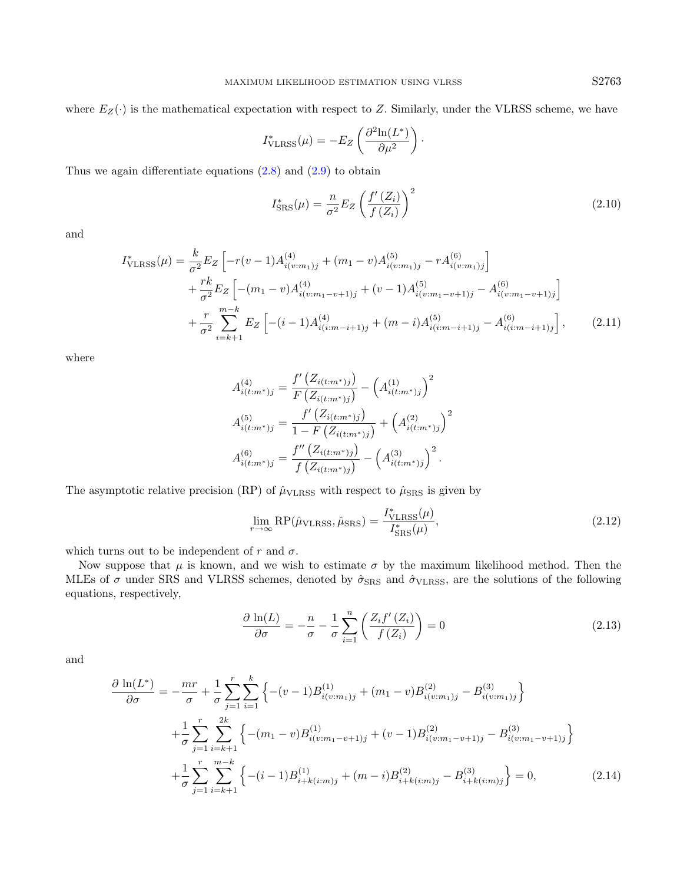where $E_Z(\cdot)$ is the mathematical expectation with respect to $Z$. Similarly, under the VLRSS scheme, we have

$$I^*_{\text{VLRSS}}(\mu) = -E_Z\left(\frac{\partial^2 \ln(L^*)}{\partial \mu^2}\right).$$

Thus we again differentiate equations (2.8) and (2.9) to obtain

$$I^*_{\text{SRS}}(\mu) = \frac{n}{\sigma^2} E_Z\left(\frac{f'(Z_i)}{f(Z_i)}\right)^2 \tag{2.10}$$

and

$$\begin{aligned}
I^*_{\text{VLRSS}}(\mu) = {}& \frac{k}{\sigma^2} E_Z\left[-r(v-1)A^{(4)}_{i(v:m_1)j} + (m_1 - v)A^{(5)}_{i(v:m_1)j} - rA^{(6)}_{i(v:m_1)j}\right] \\
& + \frac{rk}{\sigma^2} E_Z\left[-(m_1 - v)A^{(4)}_{i(v:m_1-v+1)j} + (v-1)A^{(5)}_{i(v:m_1-v+1)j} - A^{(6)}_{i(v:m_1-v+1)j}\right] \\
& + \frac{r}{\sigma^2} \sum_{i=k+1}^{m-k} E_Z\left[-(i-1)A^{(4)}_{i(i:m-i+1)j} + (m-i)A^{(5)}_{i(i:m-i+1)j} - A^{(6)}_{i(i:m-i+1)j}\right],
\end{aligned} \tag{2.11}$$

where

$$\begin{aligned}
A^{(4)}_{i(t:m^*)j} &= \frac{f'\left(Z_{i(t:m^*)j}\right)}{F\left(Z_{i(t:m^*)j}\right)} - \left(A^{(1)}_{i(t:m^*)j}\right)^2 \\
A^{(5)}_{i(t:m^*)j} &= \frac{f'\left(Z_{i(t:m^*)j}\right)}{1 - F\left(Z_{i(t:m^*)j}\right)} + \left(A^{(2)}_{i(t:m^*)j}\right)^2 \\
A^{(6)}_{i(t:m^*)j} &= \frac{f''\left(Z_{i(t:m^*)j}\right)}{f\left(Z_{i(t:m^*)j}\right)} - \left(A^{(3)}_{i(t:m^*)j}\right)^2.
\end{aligned}$$

The asymptotic relative precision (RP) of $\hat{\mu}_{\text{VLRSS}}$ with respect to $\hat{\mu}_{\text{SRS}}$ is given by

$$\lim_{r\to\infty} \text{RP}(\hat{\mu}_{\text{VLRSS}}, \hat{\mu}_{\text{SRS}}) = \frac{I^*_{\text{VLRSS}}(\mu)}{I^*_{\text{SRS}}(\mu)}, \tag{2.12}$$

which turns out to be independent of $r$ and $\sigma$.

Now suppose that $\mu$ is known, and we wish to estimate $\sigma$ by the maximum likelihood method. Then the MLEs of $\sigma$ under SRS and VLRSS schemes, denoted by $\hat{\sigma}_{\text{SRS}}$ and $\hat{\sigma}_{\text{VLRSS}}$, are the solutions of the following equations, respectively,

$$\frac{\partial \ln(L)}{\partial \sigma} = -\frac{n}{\sigma} - \frac{1}{\sigma}\sum_{i=1}^{n}\left(\frac{Z_i f'(Z_i)}{f(Z_i)}\right) = 0 \tag{2.13}$$

and

$$\begin{aligned}
\frac{\partial \ln(L^*)}{\partial \sigma} = {}& -\frac{mr}{\sigma} + \frac{1}{\sigma}\sum_{j=1}^{r}\sum_{i=1}^{k}\left\{-(v-1)B^{(1)}_{i(v:m_1)j} + (m_1 - v)B^{(2)}_{i(v:m_1)j} - B^{(3)}_{i(v:m_1)j}\right\} \\
& + \frac{1}{\sigma}\sum_{j=1}^{r}\sum_{i=k+1}^{2k}\left\{-(m_1 - v)B^{(1)}_{i(v:m_1-v+1)j} + (v-1)B^{(2)}_{i(v:m_1-v+1)j} - B^{(3)}_{i(v:m_1-v+1)j}\right\} \\
& + \frac{1}{\sigma}\sum_{j=1}^{r}\sum_{i=k+1}^{m-k}\left\{-(i-1)B^{(1)}_{i+k(i:m)j} + (m-i)B^{(2)}_{i+k(i:m)j} - B^{(3)}_{i+k(i:m)j}\right\} = 0,
\end{aligned} \tag{2.14}$$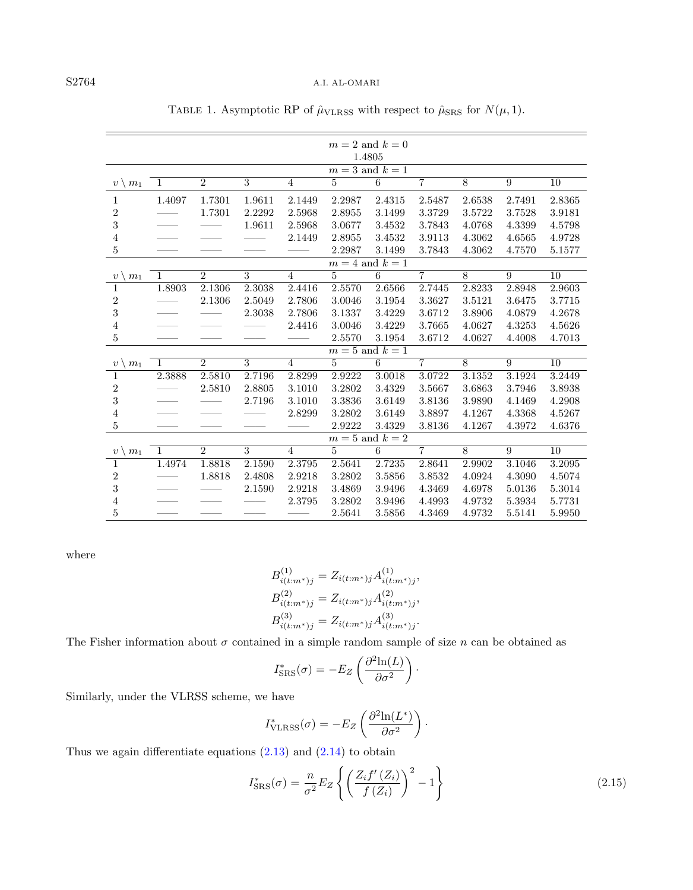TABLE 1. Asymptotic RP of $\hat{\mu}_{\text{VLRSS}}$ with respect to $\hat{\mu}_{\text{SRS}}$ for $N(\mu, 1)$.

| | | | | | | | | | | |
|---|---|---|---|---|---|---|---|---|---|---|
| | | | | | $m = 2$ and $k = 0$ | | | | | |
| | | | | | 1.4805 | | | | | |
| | | | | | $m = 3$ and $k = 1$ | | | | | |
| $v \setminus m_1$ | 1 | 2 | 3 | 4 | 5 | 6 | 7 | 8 | 9 | 10 |
| 1 | 1.4097 | 1.7301 | 1.9611 | 2.1449 | 2.2987 | 2.4315 | 2.5487 | 2.6538 | 2.7491 | 2.8365 |
| 2 | —— | 1.7301 | 2.2292 | 2.5968 | 2.8955 | 3.1499 | 3.3729 | 3.5722 | 3.7528 | 3.9181 |
| 3 | —— | —— | 1.9611 | 2.5968 | 3.0677 | 3.4532 | 3.7843 | 4.0768 | 4.3399 | 4.5798 |
| 4 | —— | —— | —— | 2.1449 | 2.8955 | 3.4532 | 3.9113 | 4.3062 | 4.6565 | 4.9728 |
| 5 | —— | —— | —— | —— | 2.2987 | 3.1499 | 3.7843 | 4.3062 | 4.7570 | 5.1577 |
| | | | | | $m = 4$ and $k = 1$ | | | | | |
| $v \setminus m_1$ | 1 | 2 | 3 | 4 | 5 | 6 | 7 | 8 | 9 | 10 |
| 1 | 1.8903 | 2.1306 | 2.3038 | 2.4416 | 2.5570 | 2.6566 | 2.7445 | 2.8233 | 2.8948 | 2.9603 |
| 2 | —— | 2.1306 | 2.5049 | 2.7806 | 3.0046 | 3.1954 | 3.3627 | 3.5121 | 3.6475 | 3.7715 |
| 3 | —— | —— | 2.3038 | 2.7806 | 3.1337 | 3.4229 | 3.6712 | 3.8906 | 4.0879 | 4.2678 |
| 4 | —— | —— | —— | 2.4416 | 3.0046 | 3.4229 | 3.7665 | 4.0627 | 4.3253 | 4.5626 |
| 5 | —— | —— | —— | —— | 2.5570 | 3.1954 | 3.6712 | 4.0627 | 4.4008 | 4.7013 |
| | | | | | $m = 5$ and $k = 1$ | | | | | |
| $v \setminus m_1$ | 1 | 2 | 3 | 4 | 5 | 6 | 7 | 8 | 9 | 10 |
| 1 | 2.3888 | 2.5810 | 2.7196 | 2.8299 | 2.9222 | 3.0018 | 3.0722 | 3.1352 | 3.1924 | 3.2449 |
| 2 | —— | 2.5810 | 2.8805 | 3.1010 | 3.2802 | 3.4329 | 3.5667 | 3.6863 | 3.7946 | 3.8938 |
| 3 | —— | —— | 2.7196 | 3.1010 | 3.3836 | 3.6149 | 3.8136 | 3.9890 | 4.1469 | 4.2908 |
| 4 | —— | —— | —— | 2.8299 | 3.2802 | 3.6149 | 3.8897 | 4.1267 | 4.3368 | 4.5267 |
| 5 | —— | —— | —— | —— | 2.9222 | 3.4329 | 3.8136 | 4.1267 | 4.3972 | 4.6376 |
| | | | | | $m = 5$ and $k = 2$ | | | | | |
| $v \setminus m_1$ | 1 | 2 | 3 | 4 | 5 | 6 | 7 | 8 | 9 | 10 |
| 1 | 1.4974 | 1.8818 | 2.1590 | 2.3795 | 2.5641 | 2.7235 | 2.8641 | 2.9902 | 3.1046 | 3.2095 |
| 2 | —— | 1.8818 | 2.4808 | 2.9218 | 3.2802 | 3.5856 | 3.8532 | 4.0924 | 4.3090 | 4.5074 |
| 3 | —— | —— | 2.1590 | 2.9218 | 3.4869 | 3.9496 | 4.3469 | 4.6978 | 5.0136 | 5.3014 |
| 4 | —— | —— | —— | 2.3795 | 3.2802 | 3.9496 | 4.4993 | 4.9732 | 5.3934 | 5.7731 |
| 5 | —— | —— | —— | —— | 2.5641 | 3.5856 | 4.3469 | 4.9732 | 5.5141 | 5.9950 |

where

$$B^{(1)}_{i(t:m^*)j} = Z_{i(t:m^*)j} A^{(1)}_{i(t:m^*)j},$$
$$B^{(2)}_{i(t:m^*)j} = Z_{i(t:m^*)j} A^{(2)}_{i(t:m^*)j},$$
$$B^{(3)}_{i(t:m^*)j} = Z_{i(t:m^*)j} A^{(3)}_{i(t:m^*)j}.$$

The Fisher information about $\sigma$ contained in a simple random sample of size $n$ can be obtained as

$$I^*_{\text{SRS}}(\sigma) = -E_Z\left(\frac{\partial^2 \ln(L)}{\partial \sigma^2}\right).$$

Similarly, under the VLRSS scheme, we have

$$I^*_{\text{VLRSS}}(\sigma) = -E_Z\left(\frac{\partial^2 \ln(L^*)}{\partial \sigma^2}\right).$$

Thus we again differentiate equations (2.13) and (2.14) to obtain

$$I^*_{\text{SRS}}(\sigma) = \frac{n}{\sigma^2} E_Z\left\{\left(\frac{Z_i f'(Z_i)}{f(Z_i)}\right)^2 - 1\right\} \tag{2.15}$$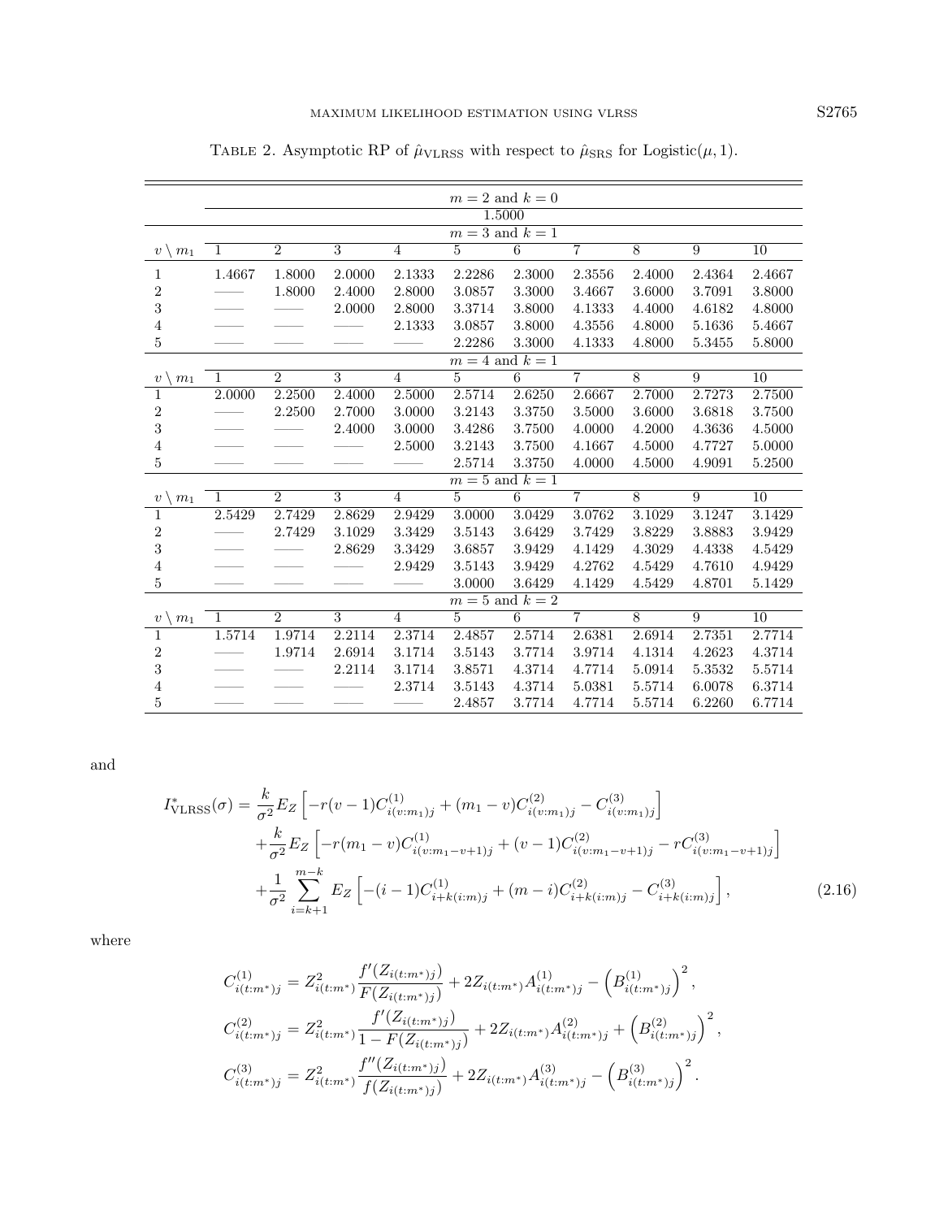TABLE 2. Asymptotic RP of $\hat{\mu}_{\text{VLRSS}}$ with respect to $\hat{\mu}_{\text{SRS}}$ for Logistic$(\mu, 1)$.

| | $m = 2$ and $k = 0$ | | | | | | | | | |
|---|---|---|---|---|---|---|---|---|---|---|
| | 1.5000 | | | | | | | | | |
| | $m = 3$ and $k = 1$ | | | | | | | | | |
| $v \setminus m_1$ | 1 | 2 | 3 | 4 | 5 | 6 | 7 | 8 | 9 | 10 |
| 1 | 1.4667 | 1.8000 | 2.0000 | 2.1333 | 2.2286 | 2.3000 | 2.3556 | 2.4000 | 2.4364 | 2.4667 |
| 2 | —— | 1.8000 | 2.4000 | 2.8000 | 3.0857 | 3.3000 | 3.4667 | 3.6000 | 3.7091 | 3.8000 |
| 3 | —— | —— | 2.0000 | 2.8000 | 3.3714 | 3.8000 | 4.1333 | 4.4000 | 4.6182 | 4.8000 |
| 4 | —— | —— | —— | 2.1333 | 3.0857 | 3.8000 | 4.3556 | 4.8000 | 5.1636 | 5.4667 |
| 5 | —— | —— | —— | —— | 2.2286 | 3.3000 | 4.1333 | 4.8000 | 5.3455 | 5.8000 |
| | $m = 4$ and $k = 1$ | | | | | | | | | |
| $v \setminus m_1$ | 1 | 2 | 3 | 4 | 5 | 6 | 7 | 8 | 9 | 10 |
| 1 | 2.0000 | 2.2500 | 2.4000 | 2.5000 | 2.5714 | 2.6250 | 2.6667 | 2.7000 | 2.7273 | 2.7500 |
| 2 | —— | 2.2500 | 2.7000 | 3.0000 | 3.2143 | 3.3750 | 3.5000 | 3.6000 | 3.6818 | 3.7500 |
| 3 | —— | —— | 2.4000 | 3.0000 | 3.4286 | 3.7500 | 4.0000 | 4.2000 | 4.3636 | 4.5000 |
| 4 | —— | —— | —— | 2.5000 | 3.2143 | 3.7500 | 4.1667 | 4.5000 | 4.7727 | 5.0000 |
| 5 | —— | —— | —— | —— | 2.5714 | 3.3750 | 4.0000 | 4.5000 | 4.9091 | 5.2500 |
| | $m = 5$ and $k = 1$ | | | | | | | | | |
| $v \setminus m_1$ | 1 | 2 | 3 | 4 | 5 | 6 | 7 | 8 | 9 | 10 |
| 1 | 2.5429 | 2.7429 | 2.8629 | 2.9429 | 3.0000 | 3.0429 | 3.0762 | 3.1029 | 3.1247 | 3.1429 |
| 2 | —— | 2.7429 | 3.1029 | 3.3429 | 3.5143 | 3.6429 | 3.7429 | 3.8229 | 3.8883 | 3.9429 |
| 3 | —— | —— | 2.8629 | 3.3429 | 3.6857 | 3.9429 | 4.1429 | 4.3029 | 4.4338 | 4.5429 |
| 4 | —— | —— | —— | 2.9429 | 3.5143 | 3.9429 | 4.2762 | 4.5429 | 4.7610 | 4.9429 |
| 5 | —— | —— | —— | —— | 3.0000 | 3.6429 | 4.1429 | 4.5429 | 4.8701 | 5.1429 |
| | $m = 5$ and $k = 2$ | | | | | | | | | |
| $v \setminus m_1$ | 1 | 2 | 3 | 4 | 5 | 6 | 7 | 8 | 9 | 10 |
| 1 | 1.5714 | 1.9714 | 2.2114 | 2.3714 | 2.4857 | 2.5714 | 2.6381 | 2.6914 | 2.7351 | 2.7714 |
| 2 | —— | 1.9714 | 2.6914 | 3.1714 | 3.5143 | 3.7714 | 3.9714 | 4.1314 | 4.2623 | 4.3714 |
| 3 | —— | —— | 2.2114 | 3.1714 | 3.8571 | 4.3714 | 4.7714 | 5.0914 | 5.3532 | 5.5714 |
| 4 | —— | —— | —— | 2.3714 | 3.5143 | 4.3714 | 5.0381 | 5.5714 | 6.0078 | 6.3714 |
| 5 | —— | —— | —— | —— | 2.4857 | 3.7714 | 4.7714 | 5.5714 | 6.2260 | 6.7714 |

and

$$
\begin{aligned}
I^*_{\text{VLRSS}}(\sigma) &= \frac{k}{\sigma^2} E_Z\left[-r(v-1)C^{(1)}_{i(v:m_1)j} + (m_1 - v)C^{(2)}_{i(v:m_1)j} - C^{(3)}_{i(v:m_1)j}\right] \\
&+ \frac{k}{\sigma^2} E_Z\left[-r(m_1 - v)C^{(1)}_{i(v:m_1-v+1)j} + (v-1)C^{(2)}_{i(v:m_1-v+1)j} - rC^{(3)}_{i(v:m_1-v+1)j}\right] \\
&+ \frac{1}{\sigma^2}\sum_{i=k+1}^{m-k} E_Z\left[-(i-1)C^{(1)}_{i+k(i:m)j} + (m-i)C^{(2)}_{i+k(i:m)j} - C^{(3)}_{i+k(i:m)j}\right],
\end{aligned} \tag{2.16}
$$

where

$$
\begin{aligned}
C^{(1)}_{i(t:m^*)j} &= Z^2_{i(t:m^*)}\frac{f'(Z_{i(t:m^*)j})}{F(Z_{i(t:m^*)j})} + 2Z_{i(t:m^*)}A^{(1)}_{i(t:m^*)j} - \left(B^{(1)}_{i(t:m^*)j}\right)^2, \\
C^{(2)}_{i(t:m^*)j} &= Z^2_{i(t:m^*)}\frac{f'(Z_{i(t:m^*)j})}{1 - F(Z_{i(t:m^*)j})} + 2Z_{i(t:m^*)}A^{(2)}_{i(t:m^*)j} + \left(B^{(2)}_{i(t:m^*)j}\right)^2, \\
C^{(3)}_{i(t:m^*)j} &= Z^2_{i(t:m^*)}\frac{f''(Z_{i(t:m^*)j})}{f(Z_{i(t:m^*)j})} + 2Z_{i(t:m^*)}A^{(3)}_{i(t:m^*)j} - \left(B^{(3)}_{i(t:m^*)j}\right)^2.
\end{aligned}
$$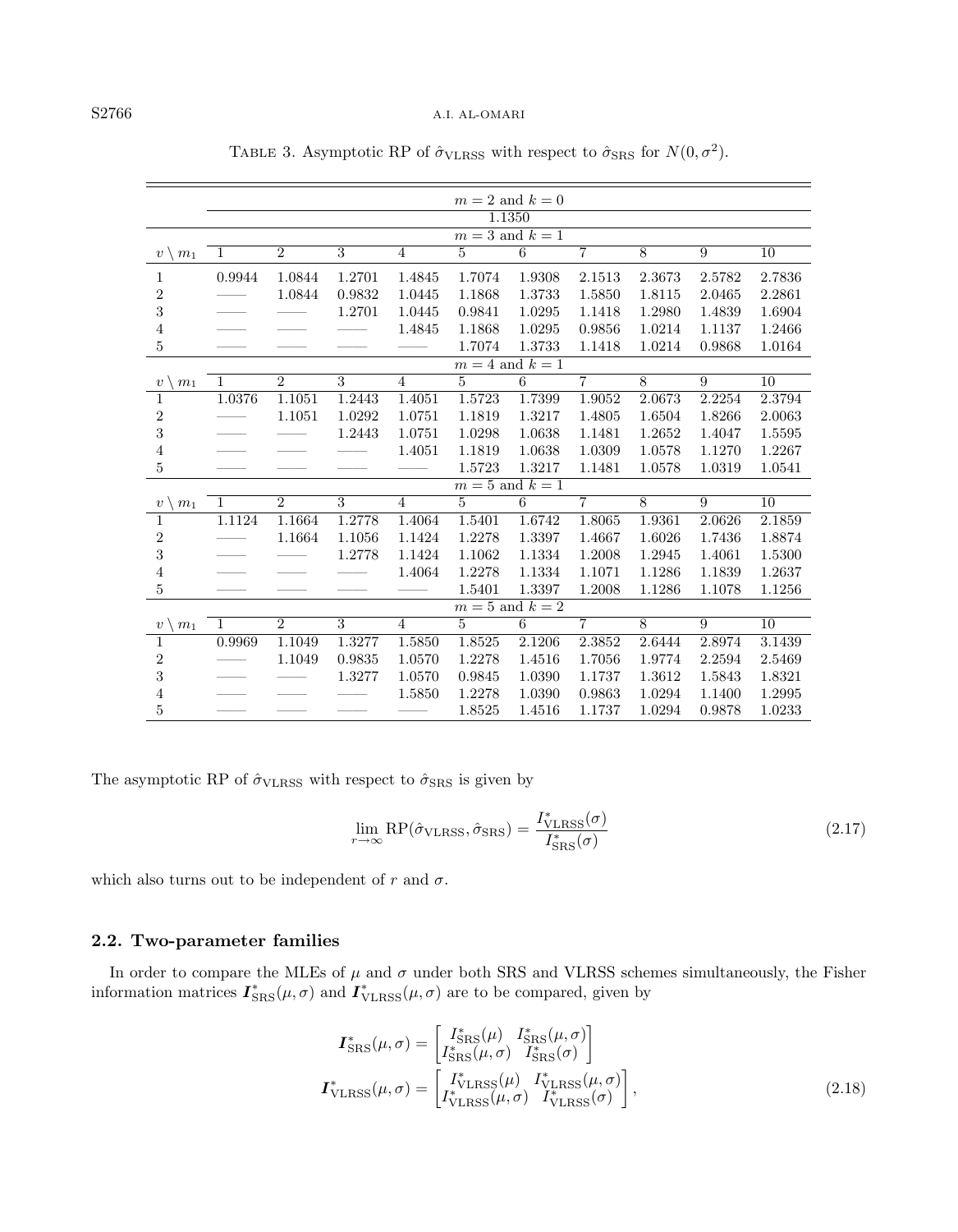TABLE 3. Asymptotic RP of $\hat{\sigma}_{\text{VLRSS}}$ with respect to $\hat{\sigma}_{\text{SRS}}$ for $N(0, \sigma^2)$.

| | | | | | | | | | | |
|---|---|---|---|---|---|---|---|---|---|---|
| | $m = 2$ and $k = 0$ | | | | | | | | | |
| | 1.1350 | | | | | | | | | |
| | $m = 3$ and $k = 1$ | | | | | | | | | |
| $v \setminus m_1$ | 1 | 2 | 3 | 4 | 5 | 6 | 7 | 8 | 9 | 10 |
| 1 | 0.9944 | 1.0844 | 1.2701 | 1.4845 | 1.7074 | 1.9308 | 2.1513 | 2.3673 | 2.5782 | 2.7836 |
| 2 | —— | 1.0844 | 0.9832 | 1.0445 | 1.1868 | 1.3733 | 1.5850 | 1.8115 | 2.0465 | 2.2861 |
| 3 | —— | —— | 1.2701 | 1.0445 | 0.9841 | 1.0295 | 1.1418 | 1.2980 | 1.4839 | 1.6904 |
| 4 | —— | —— | —— | 1.4845 | 1.1868 | 1.0295 | 0.9856 | 1.0214 | 1.1137 | 1.2466 |
| 5 | —— | —— | —— | —— | 1.7074 | 1.3733 | 1.1418 | 1.0214 | 0.9868 | 1.0164 |
| | $m = 4$ and $k = 1$ | | | | | | | | | |
| $v \setminus m_1$ | 1 | 2 | 3 | 4 | 5 | 6 | 7 | 8 | 9 | 10 |
| 1 | 1.0376 | 1.1051 | 1.2443 | 1.4051 | 1.5723 | 1.7399 | 1.9052 | 2.0673 | 2.2254 | 2.3794 |
| 2 | —— | 1.1051 | 1.0292 | 1.0751 | 1.1819 | 1.3217 | 1.4805 | 1.6504 | 1.8266 | 2.0063 |
| 3 | —— | —— | 1.2443 | 1.0751 | 1.0298 | 1.0638 | 1.1481 | 1.2652 | 1.4047 | 1.5595 |
| 4 | —— | —— | —— | 1.4051 | 1.1819 | 1.0638 | 1.0309 | 1.0578 | 1.1270 | 1.2267 |
| 5 | —— | —— | —— | —— | 1.5723 | 1.3217 | 1.1481 | 1.0578 | 1.0319 | 1.0541 |
| | $m = 5$ and $k = 1$ | | | | | | | | | |
| $v \setminus m_1$ | 1 | 2 | 3 | 4 | 5 | 6 | 7 | 8 | 9 | 10 |
| 1 | 1.1124 | 1.1664 | 1.2778 | 1.4064 | 1.5401 | 1.6742 | 1.8065 | 1.9361 | 2.0626 | 2.1859 |
| 2 | —— | 1.1664 | 1.1056 | 1.1424 | 1.2278 | 1.3397 | 1.4667 | 1.6026 | 1.7436 | 1.8874 |
| 3 | —— | —— | 1.2778 | 1.1424 | 1.1062 | 1.1334 | 1.2008 | 1.2945 | 1.4061 | 1.5300 |
| 4 | —— | —— | —— | 1.4064 | 1.2278 | 1.1334 | 1.1071 | 1.1286 | 1.1839 | 1.2637 |
| 5 | —— | —— | —— | —— | 1.5401 | 1.3397 | 1.2008 | 1.1286 | 1.1078 | 1.1256 |
| | $m = 5$ and $k = 2$ | | | | | | | | | |
| $v \setminus m_1$ | 1 | 2 | 3 | 4 | 5 | 6 | 7 | 8 | 9 | 10 |
| 1 | 0.9969 | 1.1049 | 1.3277 | 1.5850 | 1.8525 | 2.1206 | 2.3852 | 2.6444 | 2.8974 | 3.1439 |
| 2 | —— | 1.1049 | 0.9835 | 1.0570 | 1.2278 | 1.4516 | 1.7056 | 1.9774 | 2.2594 | 2.5469 |
| 3 | —— | —— | 1.3277 | 1.0570 | 0.9845 | 1.0390 | 1.1737 | 1.3612 | 1.5843 | 1.8321 |
| 4 | —— | —— | —— | 1.5850 | 1.2278 | 1.0390 | 0.9863 | 1.0294 | 1.1400 | 1.2995 |
| 5 | —— | —— | —— | —— | 1.8525 | 1.4516 | 1.1737 | 1.0294 | 0.9878 | 1.0233 |

The asymptotic RP of $\hat{\sigma}_{\text{VLRSS}}$ with respect to $\hat{\sigma}_{\text{SRS}}$ is given by

$$\lim_{r\to\infty} \text{RP}(\hat{\sigma}_{\text{VLRSS}}, \hat{\sigma}_{\text{SRS}}) = \frac{I^*_{\text{VLRSS}}(\sigma)}{I^*_{\text{SRS}}(\sigma)} \tag{2.17}$$

which also turns out to be independent of $r$ and $\sigma$.

### 2.2. Two-parameter families

In order to compare the MLEs of $\mu$ and $\sigma$ under both SRS and VLRSS schemes simultaneously, the Fisher information matrices $\boldsymbol{I}^*_{\text{SRS}}(\mu, \sigma)$ and $\boldsymbol{I}^*_{\text{VLRSS}}(\mu, \sigma)$ are to be compared, given by

$$\boldsymbol{I}^*_{\text{SRS}}(\mu, \sigma) = \begin{bmatrix} I^*_{\text{SRS}}(\mu) & I^*_{\text{SRS}}(\mu, \sigma) \\ I^*_{\text{SRS}}(\mu, \sigma) & I^*_{\text{SRS}}(\sigma) \end{bmatrix}$$
$$\boldsymbol{I}^*_{\text{VLRSS}}(\mu, \sigma) = \begin{bmatrix} I^*_{\text{VLRSS}}(\mu) & I^*_{\text{VLRSS}}(\mu, \sigma) \\ I^*_{\text{VLRSS}}(\mu, \sigma) & I^*_{\text{VLRSS}}(\sigma) \end{bmatrix}, \tag{2.18}$$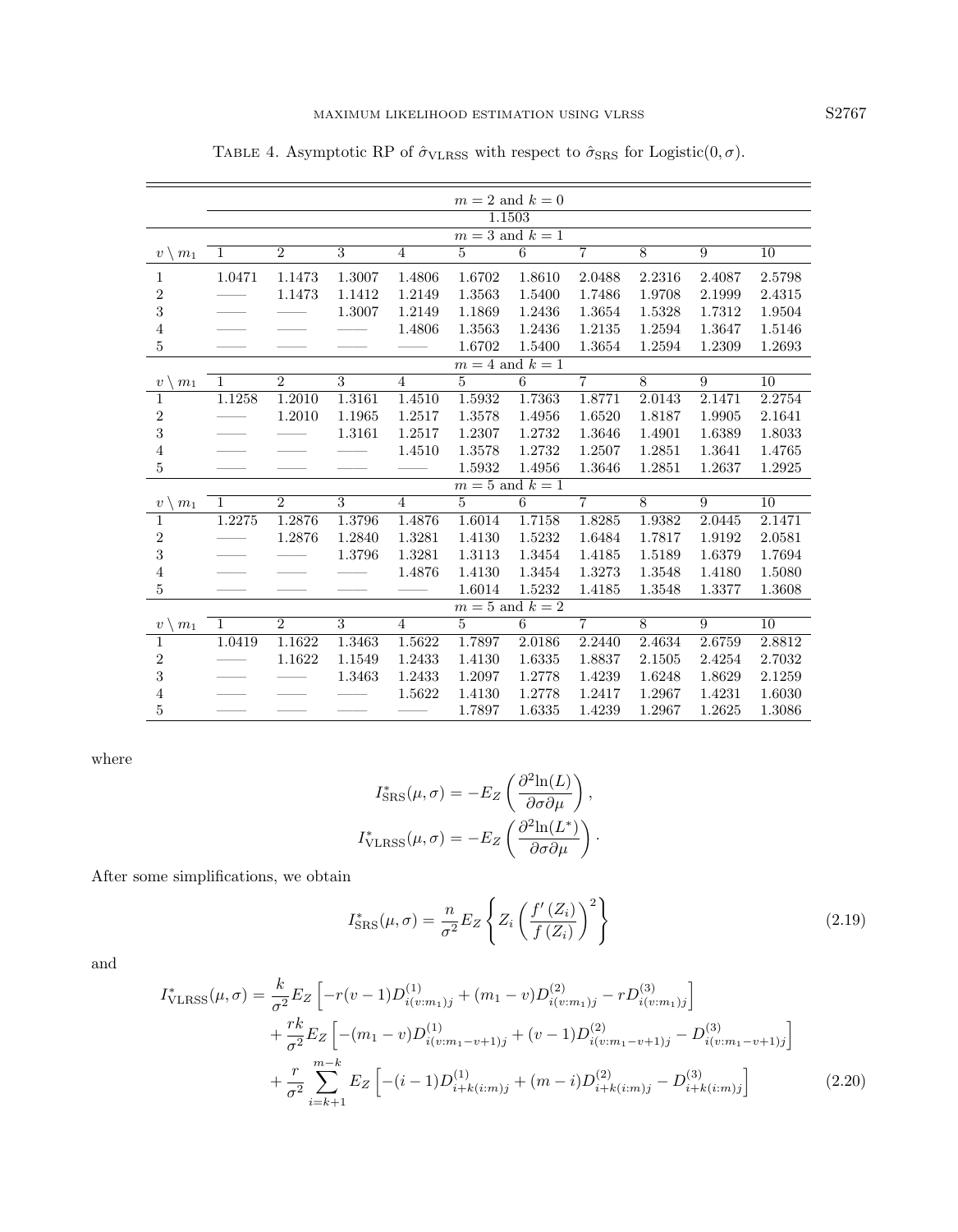TABLE 4. Asymptotic RP of $\hat{\sigma}_{\text{VLRSS}}$ with respect to $\hat{\sigma}_{\text{SRS}}$ for Logistic$(0, \sigma)$.

| | $m = 2$ and $k = 0$ | | | | | | | | | |
|---|---|---|---|---|---|---|---|---|---|---|
| | 1.1503 | | | | | | | | | |
| | $m = 3$ and $k = 1$ | | | | | | | | | |
| $v \setminus m_1$ | 1 | 2 | 3 | 4 | 5 | 6 | 7 | 8 | 9 | 10 |
| 1 | 1.0471 | 1.1473 | 1.3007 | 1.4806 | 1.6702 | 1.8610 | 2.0488 | 2.2316 | 2.4087 | 2.5798 |
| 2 | —— | 1.1473 | 1.1412 | 1.2149 | 1.3563 | 1.5400 | 1.7486 | 1.9708 | 2.1999 | 2.4315 |
| 3 | —— | —— | 1.3007 | 1.2149 | 1.1869 | 1.2436 | 1.3654 | 1.5328 | 1.7312 | 1.9504 |
| 4 | —— | —— | —— | 1.4806 | 1.3563 | 1.2436 | 1.2135 | 1.2594 | 1.3647 | 1.5146 |
| 5 | —— | —— | —— | —— | 1.6702 | 1.5400 | 1.3654 | 1.2594 | 1.2309 | 1.2693 |
| | $m = 4$ and $k = 1$ | | | | | | | | | |
| $v \setminus m_1$ | 1 | 2 | 3 | 4 | 5 | 6 | 7 | 8 | 9 | 10 |
| 1 | 1.1258 | 1.2010 | 1.3161 | 1.4510 | 1.5932 | 1.7363 | 1.8771 | 2.0143 | 2.1471 | 2.2754 |
| 2 | —— | 1.2010 | 1.1965 | 1.2517 | 1.3578 | 1.4956 | 1.6520 | 1.8187 | 1.9905 | 2.1641 |
| 3 | —— | —— | 1.3161 | 1.2517 | 1.2307 | 1.2732 | 1.3646 | 1.4901 | 1.6389 | 1.8033 |
| 4 | —— | —— | —— | 1.4510 | 1.3578 | 1.2732 | 1.2507 | 1.2851 | 1.3641 | 1.4765 |
| 5 | —— | —— | —— | —— | 1.5932 | 1.4956 | 1.3646 | 1.2851 | 1.2637 | 1.2925 |
| | $m = 5$ and $k = 1$ | | | | | | | | | |
| $v \setminus m_1$ | 1 | 2 | 3 | 4 | 5 | 6 | 7 | 8 | 9 | 10 |
| 1 | 1.2275 | 1.2876 | 1.3796 | 1.4876 | 1.6014 | 1.7158 | 1.8285 | 1.9382 | 2.0445 | 2.1471 |
| 2 | —— | 1.2876 | 1.2840 | 1.3281 | 1.4130 | 1.5232 | 1.6484 | 1.7817 | 1.9192 | 2.0581 |
| 3 | —— | —— | 1.3796 | 1.3281 | 1.3113 | 1.3454 | 1.4185 | 1.5189 | 1.6379 | 1.7694 |
| 4 | —— | —— | —— | 1.4876 | 1.4130 | 1.3454 | 1.3273 | 1.3548 | 1.4180 | 1.5080 |
| 5 | —— | —— | —— | —— | 1.6014 | 1.5232 | 1.4185 | 1.3548 | 1.3377 | 1.3608 |
| | $m = 5$ and $k = 2$ | | | | | | | | | |
| $v \setminus m_1$ | 1 | 2 | 3 | 4 | 5 | 6 | 7 | 8 | 9 | 10 |
| 1 | 1.0419 | 1.1622 | 1.3463 | 1.5622 | 1.7897 | 2.0186 | 2.2440 | 2.4634 | 2.6759 | 2.8812 |
| 2 | —— | 1.1622 | 1.1549 | 1.2433 | 1.4130 | 1.6335 | 1.8837 | 2.1505 | 2.4254 | 2.7032 |
| 3 | —— | —— | 1.3463 | 1.2433 | 1.2097 | 1.2778 | 1.4239 | 1.6248 | 1.8629 | 2.1259 |
| 4 | —— | —— | —— | 1.5622 | 1.4130 | 1.2778 | 1.2417 | 1.2967 | 1.4231 | 1.6030 |
| 5 | —— | —— | —— | —— | 1.7897 | 1.6335 | 1.4239 | 1.2967 | 1.2625 | 1.3086 |

where

$$I^*_{\text{SRS}}(\mu, \sigma) = -E_Z\left(\frac{\partial^2 \ln(L)}{\partial \sigma \partial \mu}\right),$$

$$I^*_{\text{VLRSS}}(\mu, \sigma) = -E_Z\left(\frac{\partial^2 \ln(L^*)}{\partial \sigma \partial \mu}\right).$$

After some simplifications, we obtain

$$I^*_{\text{SRS}}(\mu, \sigma) = \frac{n}{\sigma^2} E_Z\left\{Z_i\left(\frac{f'(Z_i)}{f(Z_i)}\right)^2\right\} \tag{2.19}$$

and

$$\begin{aligned}
I^*_{\text{VLRSS}}(\mu, \sigma) = {} & \frac{k}{\sigma^2} E_Z\left[-r(v-1)D^{(1)}_{i(v:m_1)j} + (m_1 - v)D^{(2)}_{i(v:m_1)j} - rD^{(3)}_{i(v:m_1)j}\right] \\
& + \frac{rk}{\sigma^2} E_Z\left[-(m_1 - v)D^{(1)}_{i(v:m_1-v+1)j} + (v-1)D^{(2)}_{i(v:m_1-v+1)j} - D^{(3)}_{i(v:m_1-v+1)j}\right] \\
& + \frac{r}{\sigma^2} \sum_{i=k+1}^{m-k} E_Z\left[-(i-1)D^{(1)}_{i+k(i:m)j} + (m-i)D^{(2)}_{i+k(i:m)j} - D^{(3)}_{i+k(i:m)j}\right]
\end{aligned} \tag{2.20}$$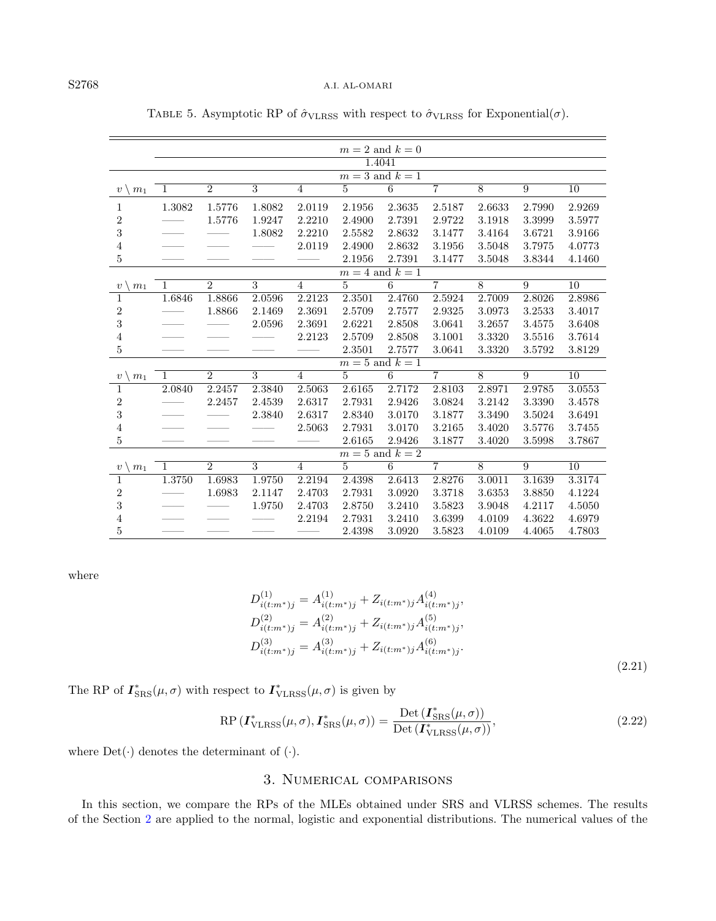TABLE 5. Asymptotic RP of $\hat{\sigma}_{\text{VLRSS}}$ with respect to $\hat{\sigma}_{\text{VLRSS}}$ for Exponential($\sigma$).

| | | | | | | | | | | |
|---|---|---|---|---|---|---|---|---|---|---|
| | $m=2$ and $k=0$ | | | | | | | | | |
| | 1.4041 | | | | | | | | | |
| | $m=3$ and $k=1$ | | | | | | | | | |
| $v \setminus m_1$ | 1 | 2 | 3 | 4 | 5 | 6 | 7 | 8 | 9 | 10 |
| 1 | 1.3082 | 1.5776 | 1.8082 | 2.0119 | 2.1956 | 2.3635 | 2.5187 | 2.6633 | 2.7990 | 2.9269 |
| 2 | —— | 1.5776 | 1.9247 | 2.2210 | 2.4900 | 2.7391 | 2.9722 | 3.1918 | 3.3999 | 3.5977 |
| 3 | —— | —— | 1.8082 | 2.2210 | 2.5582 | 2.8632 | 3.1477 | 3.4164 | 3.6721 | 3.9166 |
| 4 | —— | —— | —— | 2.0119 | 2.4900 | 2.8632 | 3.1956 | 3.5048 | 3.7975 | 4.0773 |
| 5 | —— | —— | —— | —— | 2.1956 | 2.7391 | 3.1477 | 3.5048 | 3.8344 | 4.1460 |
| | $m=4$ and $k=1$ | | | | | | | | | |
| $v \setminus m_1$ | 1 | 2 | 3 | 4 | 5 | 6 | 7 | 8 | 9 | 10 |
| 1 | 1.6846 | 1.8866 | 2.0596 | 2.2123 | 2.3501 | 2.4760 | 2.5924 | 2.7009 | 2.8026 | 2.8986 |
| 2 | —— | 1.8866 | 2.1469 | 2.3691 | 2.5709 | 2.7577 | 2.9325 | 3.0973 | 3.2533 | 3.4017 |
| 3 | —— | —— | 2.0596 | 2.3691 | 2.6221 | 2.8508 | 3.0641 | 3.2657 | 3.4575 | 3.6408 |
| 4 | —— | —— | —— | 2.2123 | 2.5709 | 2.8508 | 3.1001 | 3.3320 | 3.5516 | 3.7614 |
| 5 | —— | —— | —— | —— | 2.3501 | 2.7577 | 3.0641 | 3.3320 | 3.5792 | 3.8129 |
| | $m=5$ and $k=1$ | | | | | | | | | |
| $v \setminus m_1$ | 1 | 2 | 3 | 4 | 5 | 6 | 7 | 8 | 9 | 10 |
| 1 | 2.0840 | 2.2457 | 2.3840 | 2.5063 | 2.6165 | 2.7172 | 2.8103 | 2.8971 | 2.9785 | 3.0553 |
| 2 | —— | 2.2457 | 2.4539 | 2.6317 | 2.7931 | 2.9426 | 3.0824 | 3.2142 | 3.3390 | 3.4578 |
| 3 | —— | —— | 2.3840 | 2.6317 | 2.8340 | 3.0170 | 3.1877 | 3.3490 | 3.5024 | 3.6491 |
| 4 | —— | —— | —— | 2.5063 | 2.7931 | 3.0170 | 3.2165 | 3.4020 | 3.5776 | 3.7455 |
| 5 | —— | —— | —— | —— | 2.6165 | 2.9426 | 3.1877 | 3.4020 | 3.5998 | 3.7867 |
| | $m=5$ and $k=2$ | | | | | | | | | |
| $v \setminus m_1$ | 1 | 2 | 3 | 4 | 5 | 6 | 7 | 8 | 9 | 10 |
| 1 | 1.3750 | 1.6983 | 1.9750 | 2.2194 | 2.4398 | 2.6413 | 2.8276 | 3.0011 | 3.1639 | 3.3174 |
| 2 | —— | 1.6983 | 2.1147 | 2.4703 | 2.7931 | 3.0920 | 3.3718 | 3.6353 | 3.8850 | 4.1224 |
| 3 | —— | —— | 1.9750 | 2.4703 | 2.8750 | 3.2410 | 3.5823 | 3.9048 | 4.2117 | 4.5050 |
| 4 | —— | —— | —— | 2.2194 | 2.7931 | 3.2410 | 3.6399 | 4.0109 | 4.3622 | 4.6979 |
| 5 | —— | —— | —— | —— | 2.4398 | 3.0920 | 3.5823 | 4.0109 | 4.4065 | 4.7803 |

where

$$
\begin{aligned}
D^{(1)}_{i(t:m^*)j} &= A^{(1)}_{i(t:m^*)j} + Z_{i(t:m^*)j}A^{(4)}_{i(t:m^*)j},\\
D^{(2)}_{i(t:m^*)j} &= A^{(2)}_{i(t:m^*)j} + Z_{i(t:m^*)j}A^{(5)}_{i(t:m^*)j},\\
D^{(3)}_{i(t:m^*)j} &= A^{(3)}_{i(t:m^*)j} + Z_{i(t:m^*)j}A^{(6)}_{i(t:m^*)j}.
\end{aligned} \tag{2.21}
$$

The RP of $\boldsymbol{I}^*_{\text{SRS}}(\mu,\sigma)$ with respect to $\boldsymbol{I}^*_{\text{VLRSS}}(\mu,\sigma)$ is given by

$$
\text{RP}\left(\boldsymbol{I}^*_{\text{VLRSS}}(\mu,\sigma), \boldsymbol{I}^*_{\text{SRS}}(\mu,\sigma)\right) = \frac{\text{Det}\left(\boldsymbol{I}^*_{\text{SRS}}(\mu,\sigma)\right)}{\text{Det}\left(\boldsymbol{I}^*_{\text{VLRSS}}(\mu,\sigma)\right)}, \tag{2.22}
$$

where $\text{Det}(\cdot)$ denotes the determinant of $(\cdot)$.

## 3. Numerical comparisons

In this section, we compare the RPs of the MLEs obtained under SRS and VLRSS schemes. The results of the Section 2 are applied to the normal, logistic and exponential distributions. The numerical values of the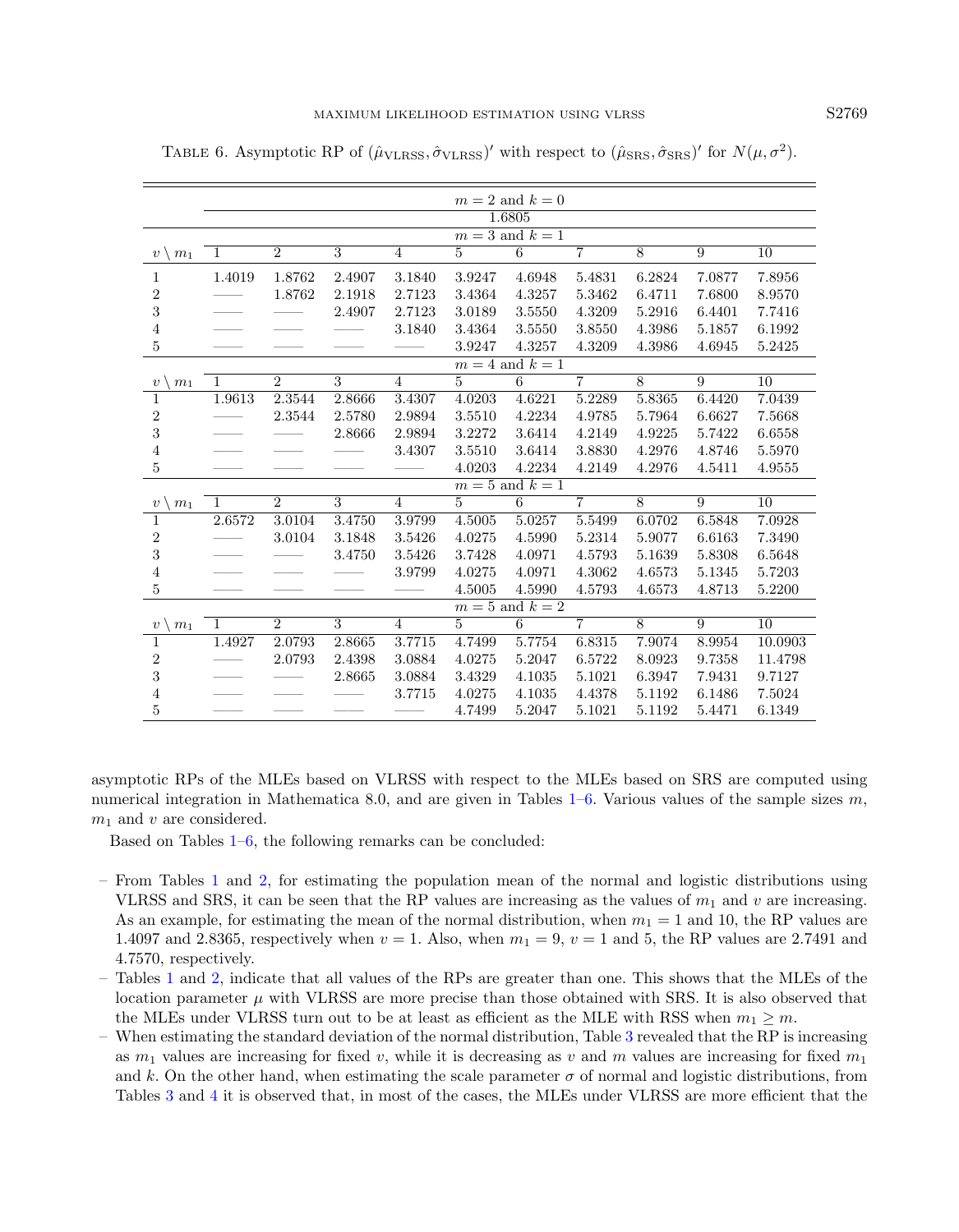TABLE 6. Asymptotic RP of $(\hat{\mu}_{\text{VLRSS}}, \hat{\sigma}_{\text{VLRSS}})'$ with respect to $(\hat{\mu}_{\text{SRS}}, \hat{\sigma}_{\text{SRS}})'$ for $N(\mu, \sigma^2)$.

| | | | | | | | | | | |
|---|---|---|---|---|---|---|---|---|---|---|
| | $m = 2$ and $k = 0$ | | | | | | | | | |
| | 1.6805 | | | | | | | | | |
| | $m = 3$ and $k = 1$ | | | | | | | | | |
| $v \setminus m_1$ | 1 | 2 | 3 | 4 | 5 | 6 | 7 | 8 | 9 | 10 |
| 1 | 1.4019 | 1.8762 | 2.4907 | 3.1840 | 3.9247 | 4.6948 | 5.4831 | 6.2824 | 7.0877 | 7.8956 |
| 2 | —— | 1.8762 | 2.1918 | 2.7123 | 3.4364 | 4.3257 | 5.3462 | 6.4711 | 7.6800 | 8.9570 |
| 3 | —— | —— | 2.4907 | 2.7123 | 3.0189 | 3.5550 | 4.3209 | 5.2916 | 6.4401 | 7.7416 |
| 4 | —— | —— | —— | 3.1840 | 3.4364 | 3.5550 | 3.8550 | 4.3986 | 5.1857 | 6.1992 |
| 5 | —— | —— | —— | —— | 3.9247 | 4.3257 | 4.3209 | 4.3986 | 4.6945 | 5.2425 |
| | $m = 4$ and $k = 1$ | | | | | | | | | |
| $v \setminus m_1$ | 1 | 2 | 3 | 4 | 5 | 6 | 7 | 8 | 9 | 10 |
| 1 | 1.9613 | 2.3544 | 2.8666 | 3.4307 | 4.0203 | 4.6221 | 5.2289 | 5.8365 | 6.4420 | 7.0439 |
| 2 | —— | 2.3544 | 2.5780 | 2.9894 | 3.5510 | 4.2234 | 4.9785 | 5.7964 | 6.6627 | 7.5668 |
| 3 | —— | —— | 2.8666 | 2.9894 | 3.2272 | 3.6414 | 4.2149 | 4.9225 | 5.7422 | 6.6558 |
| 4 | —— | —— | —— | 3.4307 | 3.5510 | 3.6414 | 3.8830 | 4.2976 | 4.8746 | 5.5970 |
| 5 | —— | —— | —— | —— | 4.0203 | 4.2234 | 4.2149 | 4.2976 | 4.5411 | 4.9555 |
| | $m = 5$ and $k = 1$ | | | | | | | | | |
| $v \setminus m_1$ | 1 | 2 | 3 | 4 | 5 | 6 | 7 | 8 | 9 | 10 |
| 1 | 2.6572 | 3.0104 | 3.4750 | 3.9799 | 4.5005 | 5.0257 | 5.5499 | 6.0702 | 6.5848 | 7.0928 |
| 2 | —— | 3.0104 | 3.1848 | 3.5426 | 4.0275 | 4.5990 | 5.2314 | 5.9077 | 6.6163 | 7.3490 |
| 3 | —— | —— | 3.4750 | 3.5426 | 3.7428 | 4.0971 | 4.5793 | 5.1639 | 5.8308 | 6.5648 |
| 4 | —— | —— | —— | 3.9799 | 4.0275 | 4.0971 | 4.3062 | 4.6573 | 5.1345 | 5.7203 |
| 5 | —— | —— | —— | —— | 4.5005 | 4.5990 | 4.5793 | 4.6573 | 4.8713 | 5.2200 |
| | $m = 5$ and $k = 2$ | | | | | | | | | |
| $v \setminus m_1$ | 1 | 2 | 3 | 4 | 5 | 6 | 7 | 8 | 9 | 10 |
| 1 | 1.4927 | 2.0793 | 2.8665 | 3.7715 | 4.7499 | 5.7754 | 6.8315 | 7.9074 | 8.9954 | 10.0903 |
| 2 | —— | 2.0793 | 2.4398 | 3.0884 | 4.0275 | 5.2047 | 6.5722 | 8.0923 | 9.7358 | 11.4798 |
| 3 | —— | —— | 2.8665 | 3.0884 | 3.4329 | 4.1035 | 5.1021 | 6.3947 | 7.9431 | 9.7127 |
| 4 | —— | —— | —— | 3.7715 | 4.0275 | 4.1035 | 4.4378 | 5.1192 | 6.1486 | 7.5024 |
| 5 | —— | —— | —— | —— | 4.7499 | 5.2047 | 5.1021 | 5.1192 | 5.4471 | 6.1349 |

asymptotic RPs of the MLEs based on VLRSS with respect to the MLEs based on SRS are computed using numerical integration in Mathematica 8.0, and are given in Tables 1–6. Various values of the sample sizes $m$, $m_1$ and $v$ are considered.

Based on Tables 1–6, the following remarks can be concluded:

– From Tables 1 and 2, for estimating the population mean of the normal and logistic distributions using VLRSS and SRS, it can be seen that the RP values are increasing as the values of $m_1$ and $v$ are increasing. As an example, for estimating the mean of the normal distribution, when $m_1 = 1$ and 10, the RP values are 1.4097 and 2.8365, respectively when $v = 1$. Also, when $m_1 = 9$, $v = 1$ and 5, the RP values are 2.7491 and 4.7570, respectively.

– Tables 1 and 2, indicate that all values of the RPs are greater than one. This shows that the MLEs of the location parameter $\mu$ with VLRSS are more precise than those obtained with SRS. It is also observed that the MLEs under VLRSS turn out to be at least as efficient as the MLE with RSS when $m_1 \geq m$.

– When estimating the standard deviation of the normal distribution, Table 3 revealed that the RP is increasing as $m_1$ values are increasing for fixed $v$, while it is decreasing as $v$ and $m$ values are increasing for fixed $m_1$ and $k$. On the other hand, when estimating the scale parameter $\sigma$ of normal and logistic distributions, from Tables 3 and 4 it is observed that, in most of the cases, the MLEs under VLRSS are more efficient that the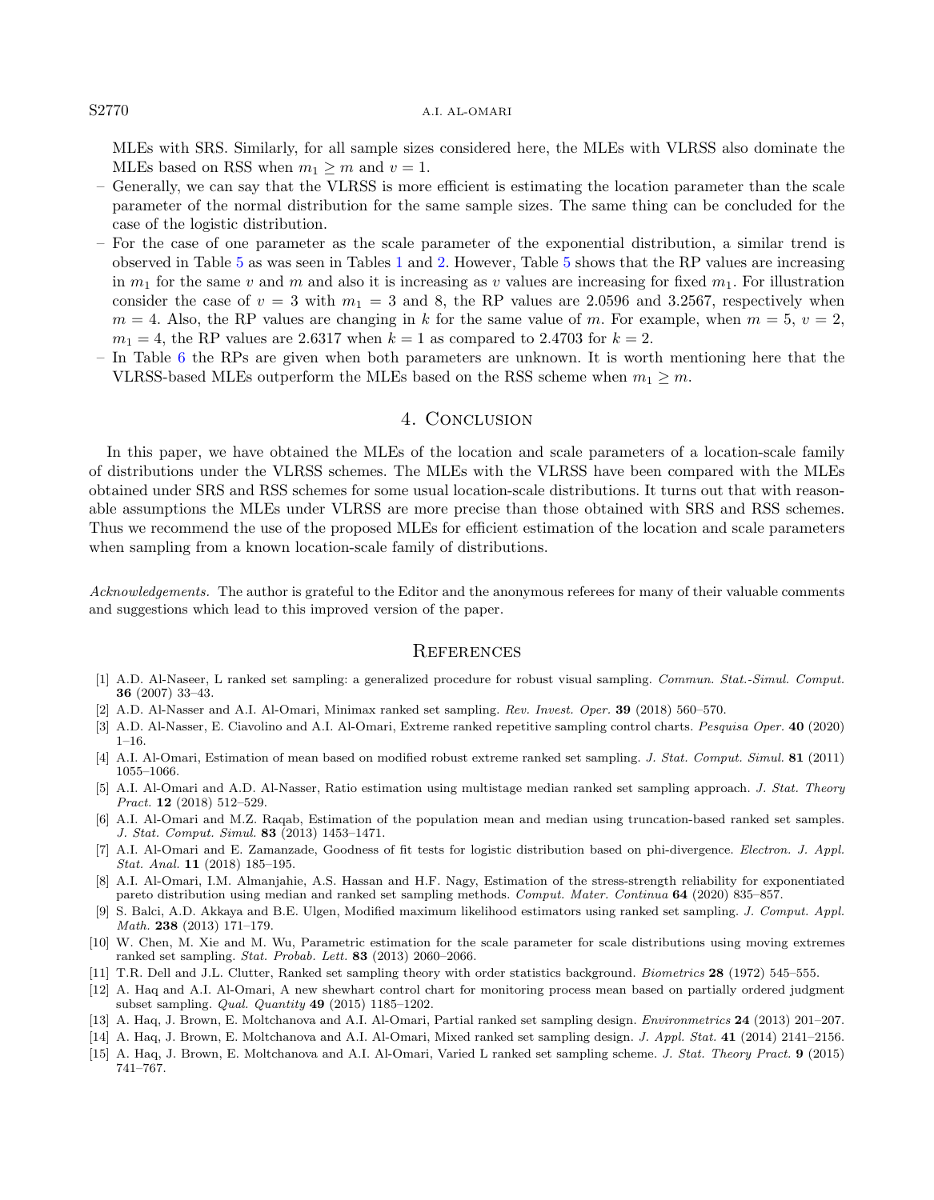MLEs with SRS. Similarly, for all sample sizes considered here, the MLEs with VLRSS also dominate the MLEs based on RSS when $m_1 \geq m$ and $v = 1$.

- Generally, we can say that the VLRSS is more efficient is estimating the location parameter than the scale parameter of the normal distribution for the same sample sizes. The same thing can be concluded for the case of the logistic distribution.
- For the case of one parameter as the scale parameter of the exponential distribution, a similar trend is observed in Table 5 as was seen in Tables 1 and 2. However, Table 5 shows that the RP values are increasing in $m_1$ for the same $v$ and $m$ and also it is increasing as $v$ values are increasing for fixed $m_1$. For illustration consider the case of $v = 3$ with $m_1 = 3$ and 8, the RP values are 2.0596 and 3.2567, respectively when $m = 4$. Also, the RP values are changing in $k$ for the same value of $m$. For example, when $m = 5$, $v = 2$, $m_1 = 4$, the RP values are 2.6317 when $k = 1$ as compared to 2.4703 for $k = 2$.
- In Table 6 the RPs are given when both parameters are unknown. It is worth mentioning here that the VLRSS-based MLEs outperform the MLEs based on the RSS scheme when $m_1 \geq m$.

## 4. Conclusion

In this paper, we have obtained the MLEs of the location and scale parameters of a location-scale family of distributions under the VLRSS schemes. The MLEs with the VLRSS have been compared with the MLEs obtained under SRS and RSS schemes for some usual location-scale distributions. It turns out that with reasonable assumptions the MLEs under VLRSS are more precise than those obtained with SRS and RSS schemes. Thus we recommend the use of the proposed MLEs for efficient estimation of the location and scale parameters when sampling from a known location-scale family of distributions.

*Acknowledgements.* The author is grateful to the Editor and the anonymous referees for many of their valuable comments and suggestions which lead to this improved version of the paper.

## References

[1] A.D. Al-Naseer, L ranked set sampling: a generalized procedure for robust visual sampling. *Commun. Stat.-Simul. Comput.* **36** (2007) 33–43.

[2] A.D. Al-Nasser and A.I. Al-Omari, Minimax ranked set sampling. *Rev. Invest. Oper.* **39** (2018) 560–570.

[3] A.D. Al-Nasser, E. Ciavolino and A.I. Al-Omari, Extreme ranked repetitive sampling control charts. *Pesquisa Oper.* **40** (2020) 1–16.

[4] A.I. Al-Omari, Estimation of mean based on modified robust extreme ranked set sampling. *J. Stat. Comput. Simul.* **81** (2011) 1055–1066.

[5] A.I. Al-Omari and A.D. Al-Nasser, Ratio estimation using multistage median ranked set sampling approach. *J. Stat. Theory Pract.* **12** (2018) 512–529.

[6] A.I. Al-Omari and M.Z. Raqab, Estimation of the population mean and median using truncation-based ranked set samples. *J. Stat. Comput. Simul.* **83** (2013) 1453–1471.

[7] A.I. Al-Omari and E. Zamanzade, Goodness of fit tests for logistic distribution based on phi-divergence. *Electron. J. Appl. Stat. Anal.* **11** (2018) 185–195.

[8] A.I. Al-Omari, I.M. Almanjahie, A.S. Hassan and H.F. Nagy, Estimation of the stress-strength reliability for exponentiated pareto distribution using median and ranked set sampling methods. *Comput. Mater. Continua* **64** (2020) 835–857.

[9] S. Balci, A.D. Akkaya and B.E. Ulgen, Modified maximum likelihood estimators using ranked set sampling. *J. Comput. Appl. Math.* **238** (2013) 171–179.

[10] W. Chen, M. Xie and M. Wu, Parametric estimation for the scale parameter for scale distributions using moving extremes ranked set sampling. *Stat. Probab. Lett.* **83** (2013) 2060–2066.

[11] T.R. Dell and J.L. Clutter, Ranked set sampling theory with order statistics background. *Biometrics* **28** (1972) 545–555.

[12] A. Haq and A.I. Al-Omari, A new shewhart control chart for monitoring process mean based on partially ordered judgment subset sampling. *Qual. Quantity* **49** (2015) 1185–1202.

[13] A. Haq, J. Brown, E. Moltchanova and A.I. Al-Omari, Partial ranked set sampling design. *Environmetrics* **24** (2013) 201–207.

[14] A. Haq, J. Brown, E. Moltchanova and A.I. Al-Omari, Mixed ranked set sampling design. *J. Appl. Stat.* **41** (2014) 2141–2156.

[15] A. Haq, J. Brown, E. Moltchanova and A.I. Al-Omari, Varied L ranked set sampling scheme. *J. Stat. Theory Pract.* **9** (2015) 741–767.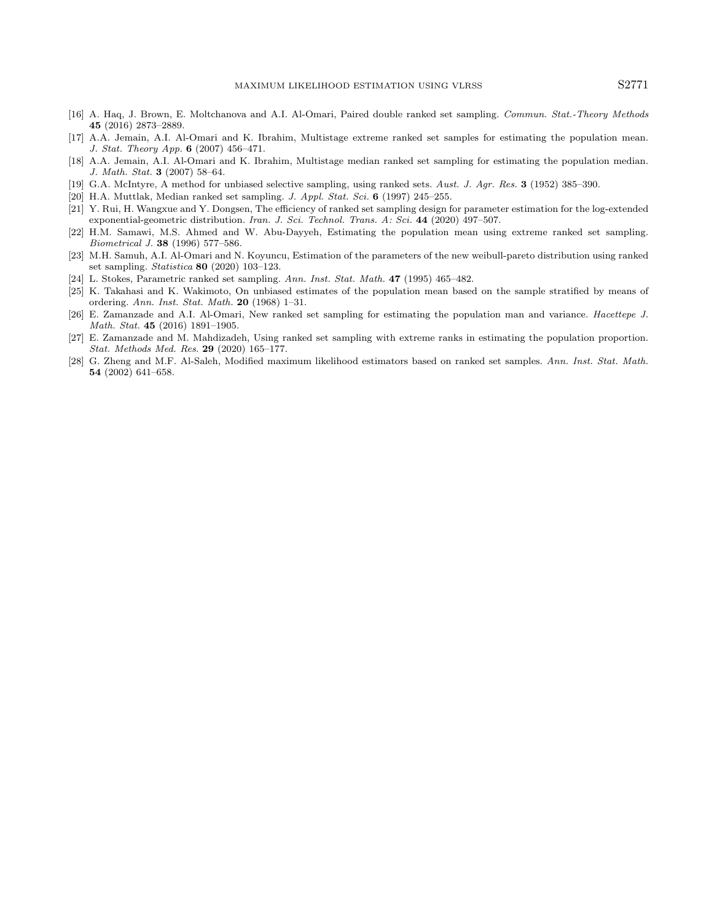[16] A. Haq, J. Brown, E. Moltchanova and A.I. Al-Omari, Paired double ranked set sampling. *Commun. Stat.-Theory Methods* **45** (2016) 2873–2889.

[17] A.A. Jemain, A.I. Al-Omari and K. Ibrahim, Multistage extreme ranked set samples for estimating the population mean. *J. Stat. Theory App.* **6** (2007) 456–471.

[18] A.A. Jemain, A.I. Al-Omari and K. Ibrahim, Multistage median ranked set sampling for estimating the population median. *J. Math. Stat.* **3** (2007) 58–64.

[19] G.A. McIntyre, A method for unbiased selective sampling, using ranked sets. *Aust. J. Agr. Res.* **3** (1952) 385–390.

[20] H.A. Muttlak, Median ranked set sampling. *J. Appl. Stat. Sci.* **6** (1997) 245–255.

[21] Y. Rui, H. Wangxue and Y. Dongsen, The efficiency of ranked set sampling design for parameter estimation for the log-extended exponential-geometric distribution. *Iran. J. Sci. Technol. Trans. A: Sci.* **44** (2020) 497–507.

[22] H.M. Samawi, M.S. Ahmed and W. Abu-Dayyeh, Estimating the population mean using extreme ranked set sampling. *Biometrical J.* **38** (1996) 577–586.

[23] M.H. Samuh, A.I. Al-Omari and N. Koyuncu, Estimation of the parameters of the new weibull-pareto distribution using ranked set sampling. *Statistica* **80** (2020) 103–123.

[24] L. Stokes, Parametric ranked set sampling. *Ann. Inst. Stat. Math.* **47** (1995) 465–482.

[25] K. Takahasi and K. Wakimoto, On unbiased estimates of the population mean based on the sample stratified by means of ordering. *Ann. Inst. Stat. Math.* **20** (1968) 1–31.

[26] E. Zamanzade and A.I. Al-Omari, New ranked set sampling for estimating the population man and variance. *Hacettepe J. Math. Stat.* **45** (2016) 1891–1905.

[27] E. Zamanzade and M. Mahdizadeh, Using ranked set sampling with extreme ranks in estimating the population proportion. *Stat. Methods Med. Res.* **29** (2020) 165–177.

[28] G. Zheng and M.F. Al-Saleh, Modified maximum likelihood estimators based on ranked set samples. *Ann. Inst. Stat. Math.* **54** (2002) 641–658.